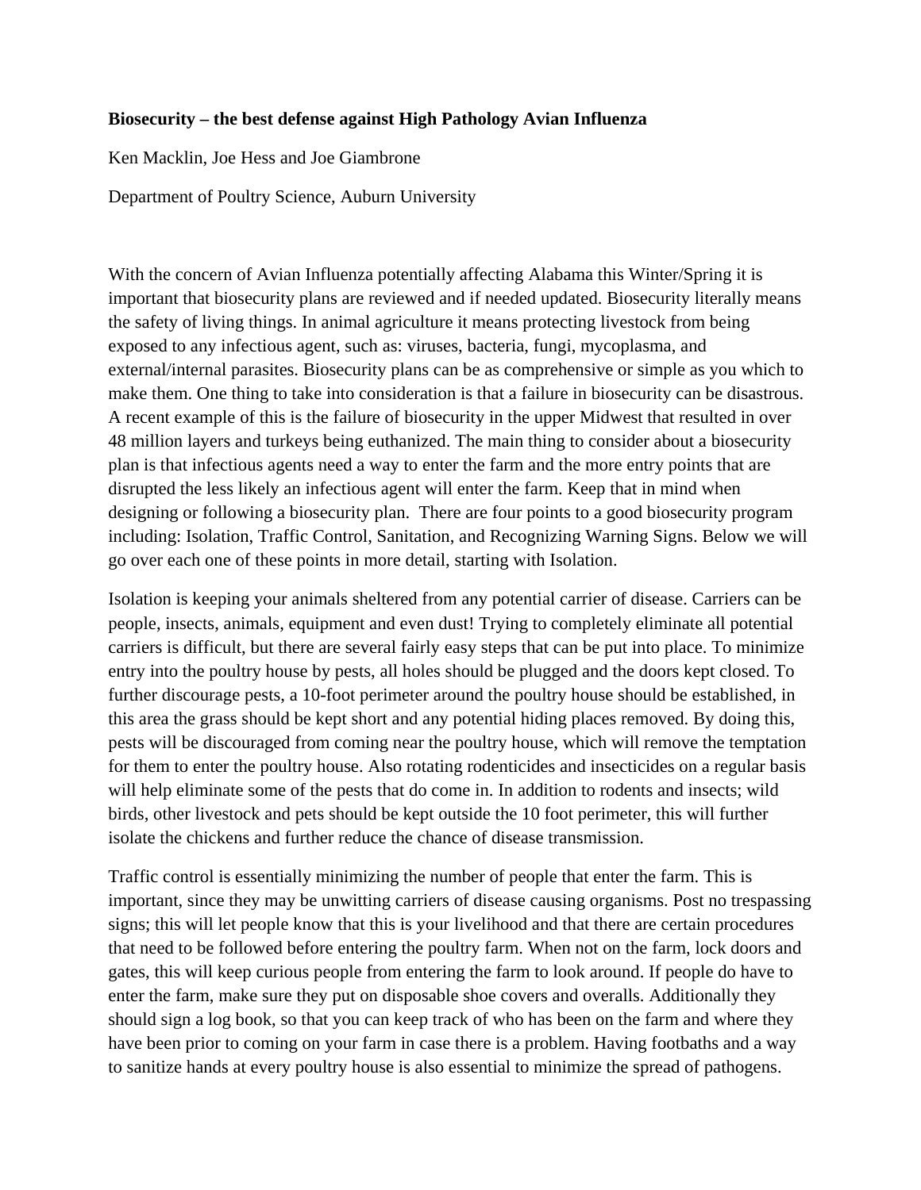**Biosecurity – the best defense against High Pathology Avian Influenza**

Ken Macklin, Joe Hess and Joe Giambrone

Department of Poultry Science, Auburn University

With the concern of Avian Influenza potentially affecting Alabama this Winter/Spring it is important that biosecurity plans are reviewed and if needed updated. Biosecurity literally means the safety of living things. In animal agriculture it means protecting livestock from being exposed to any infectious agent, such as: viruses, bacteria, fungi, mycoplasma, and external/internal parasites. Biosecurity plans can be as comprehensive or simple as you which to make them. One thing to take into consideration is that a failure in biosecurity can be disastrous. A recent example of this is the failure of biosecurity in the upper Midwest that resulted in over 48 million layers and turkeys being euthanized. The main thing to consider about a biosecurity plan is that infectious agents need a way to enter the farm and the more entry points that are disrupted the less likely an infectious agent will enter the farm. Keep that in mind when designing or following a biosecurity plan. There are four points to a good biosecurity program including: Isolation, Traffic Control, Sanitation, and Recognizing Warning Signs. Below we will go over each one of these points in more detail, starting with Isolation.

Isolation is keeping your animals sheltered from any potential carrier of disease. Carriers can be people, insects, animals, equipment and even dust! Trying to completely eliminate all potential carriers is difficult, but there are several fairly easy steps that can be put into place. To minimize entry into the poultry house by pests, all holes should be plugged and the doors kept closed. To further discourage pests, a 10-foot perimeter around the poultry house should be established, in this area the grass should be kept short and any potential hiding places removed. By doing this, pests will be discouraged from coming near the poultry house, which will remove the temptation for them to enter the poultry house. Also rotating rodenticides and insecticides on a regular basis will help eliminate some of the pests that do come in. In addition to rodents and insects; wild birds, other livestock and pets should be kept outside the 10 foot perimeter, this will further isolate the chickens and further reduce the chance of disease transmission.

Traffic control is essentially minimizing the number of people that enter the farm. This is important, since they may be unwitting carriers of disease causing organisms. Post no trespassing signs; this will let people know that this is your livelihood and that there are certain procedures that need to be followed before entering the poultry farm. When not on the farm, lock doors and gates, this will keep curious people from entering the farm to look around. If people do have to enter the farm, make sure they put on disposable shoe covers and overalls. Additionally they should sign a log book, so that you can keep track of who has been on the farm and where they have been prior to coming on your farm in case there is a problem. Having footbaths and a way to sanitize hands at every poultry house is also essential to minimize the spread of pathogens.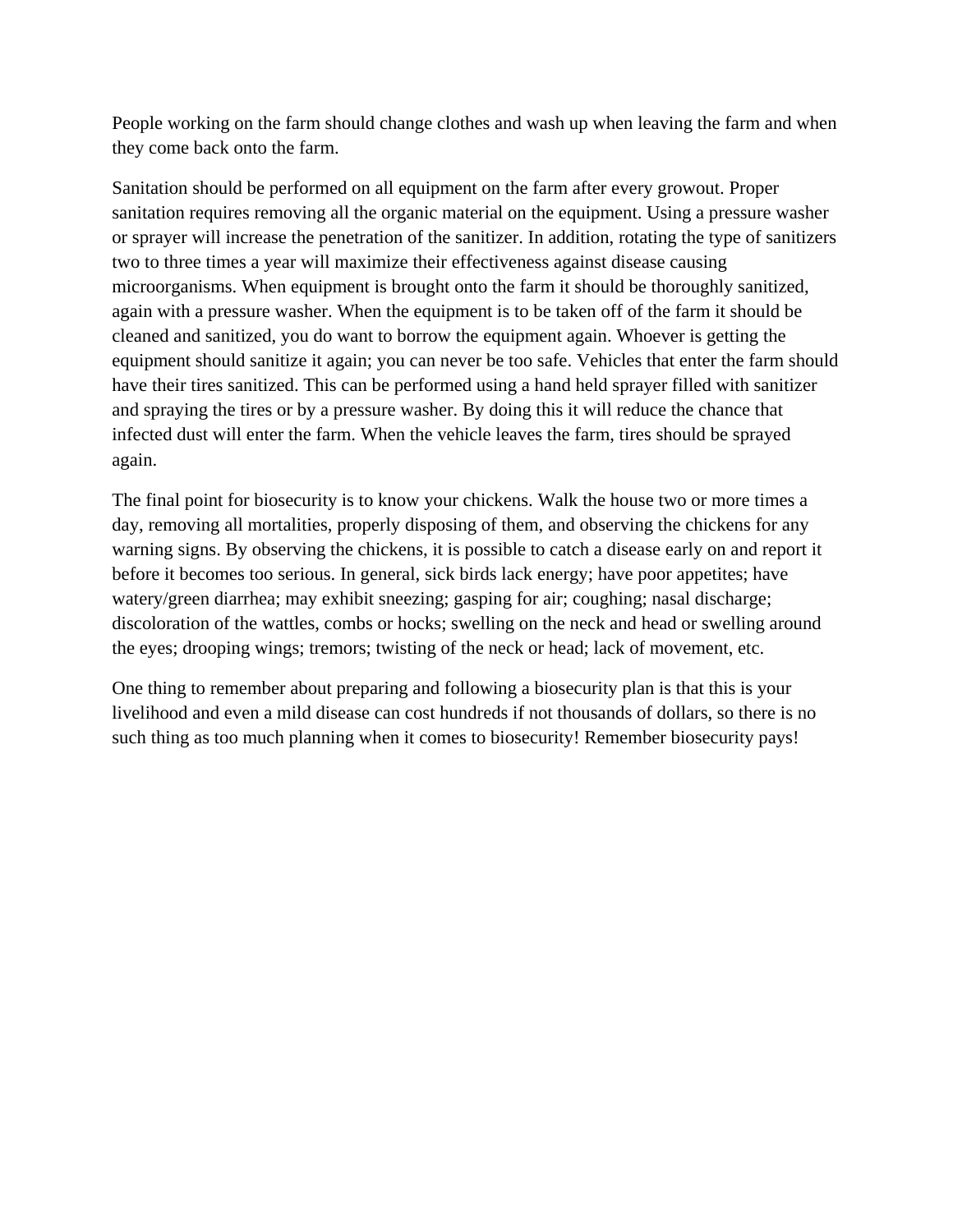People working on the farm should change clothes and wash up when leaving the farm and when they come back onto the farm.

Sanitation should be performed on all equipment on the farm after every growout. Proper sanitation requires removing all the organic material on the equipment. Using a pressure washer or sprayer will increase the penetration of the sanitizer. In addition, rotating the type of sanitizers two to three times a year will maximize their effectiveness against disease causing microorganisms. When equipment is brought onto the farm it should be thoroughly sanitized, again with a pressure washer. When the equipment is to be taken off of the farm it should be cleaned and sanitized, you do want to borrow the equipment again. Whoever is getting the equipment should sanitize it again; you can never be too safe. Vehicles that enter the farm should have their tires sanitized. This can be performed using a hand held sprayer filled with sanitizer and spraying the tires or by a pressure washer. By doing this it will reduce the chance that infected dust will enter the farm. When the vehicle leaves the farm, tires should be sprayed again.

The final point for biosecurity is to know your chickens. Walk the house two or more times a day, removing all mortalities, properly disposing of them, and observing the chickens for any warning signs. By observing the chickens, it is possible to catch a disease early on and report it before it becomes too serious. In general, sick birds lack energy; have poor appetites; have watery/green diarrhea; may exhibit sneezing; gasping for air; coughing; nasal discharge; discoloration of the wattles, combs or hocks; swelling on the neck and head or swelling around the eyes; drooping wings; tremors; twisting of the neck or head; lack of movement, etc.

One thing to remember about preparing and following a biosecurity plan is that this is your livelihood and even a mild disease can cost hundreds if not thousands of dollars, so there is no such thing as too much planning when it comes to biosecurity! Remember biosecurity pays!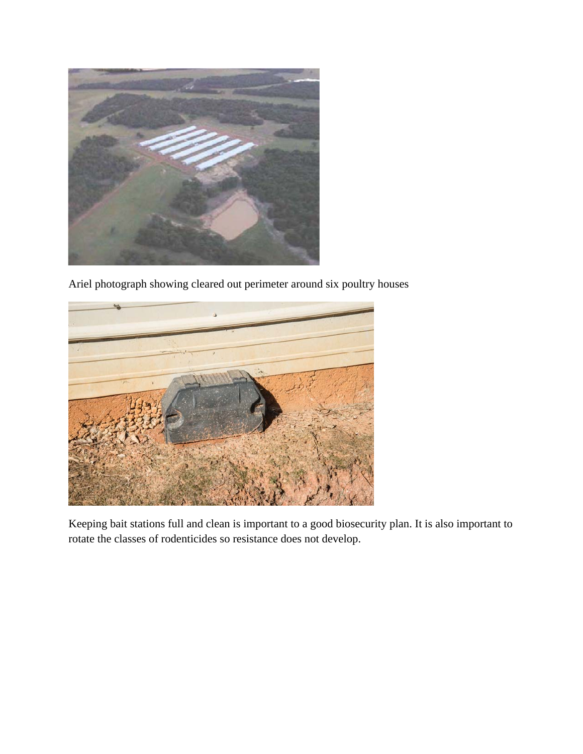Ariel photograph showing cleared out perimeter around six poultry houses

Keeping bait stations full and clean is important to a good biosecurity plan. It is also important to rotate the classes of rodenticides so resistance does not develop.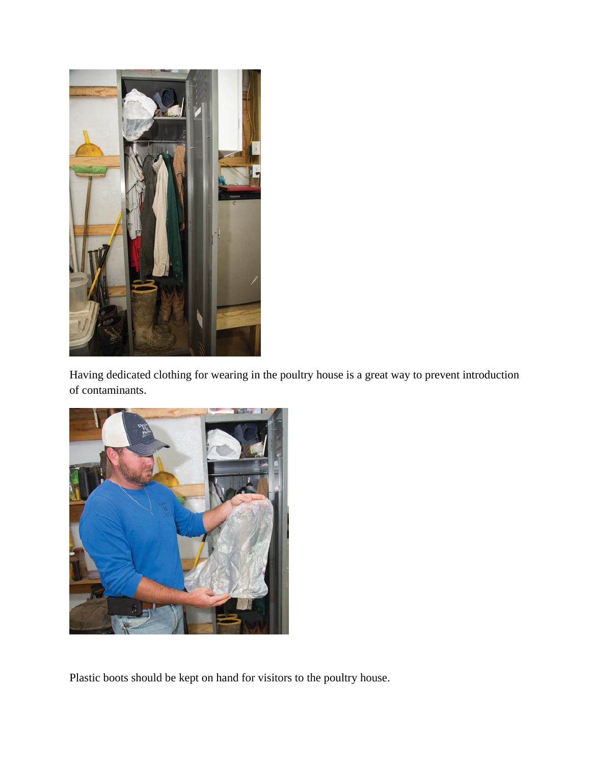Having dedicated clothing for wearing in the poultry house is a great way to prevent introduction of contaminants.

Plastic boots should be kept on hand for visitors to the poultry house.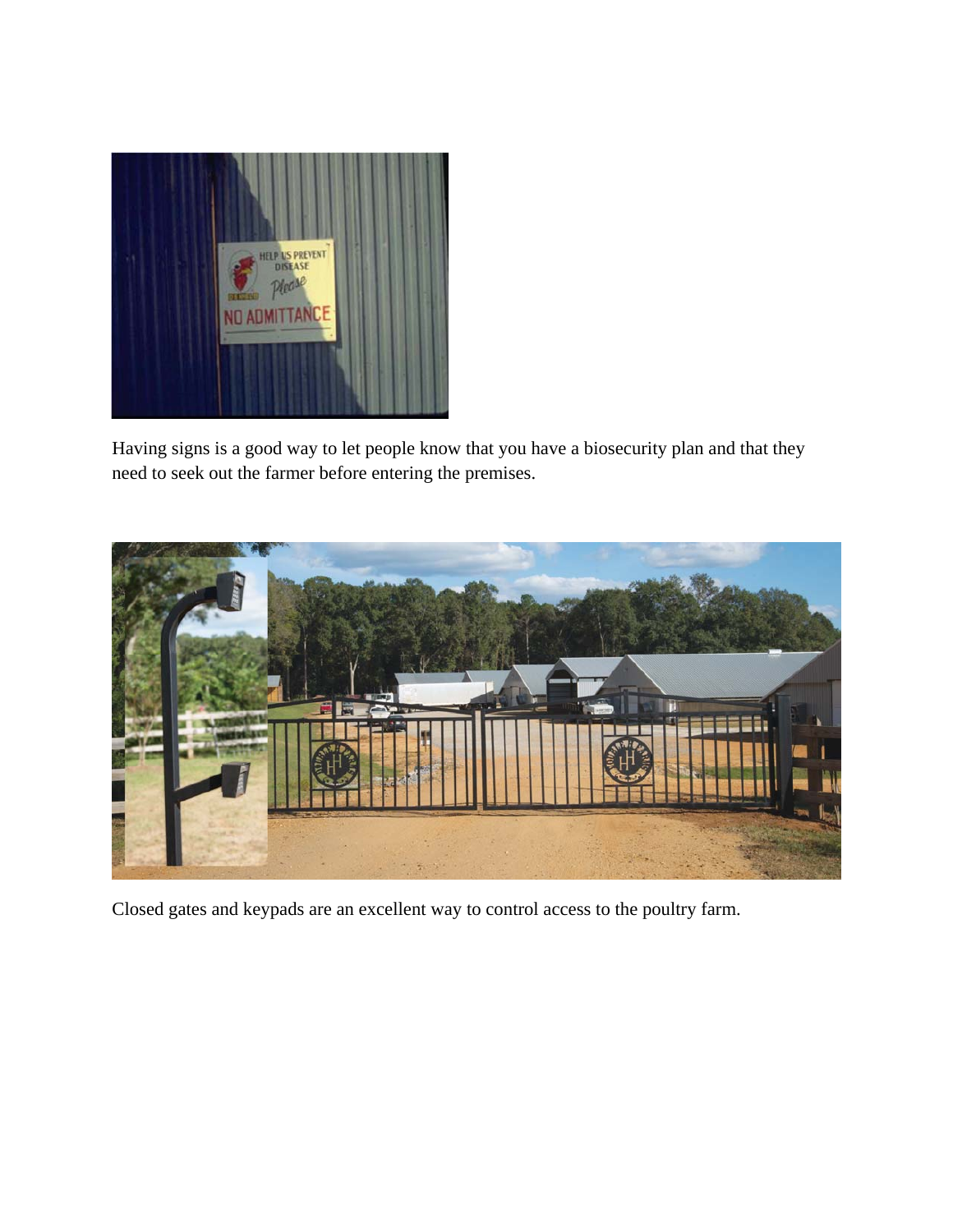Having signs is a good way to let people know that you have a biosecurity plan and that they need to seek out the farmer before entering the premises.

Closed gates and keypads are an excellent way to control access to the poultry farm.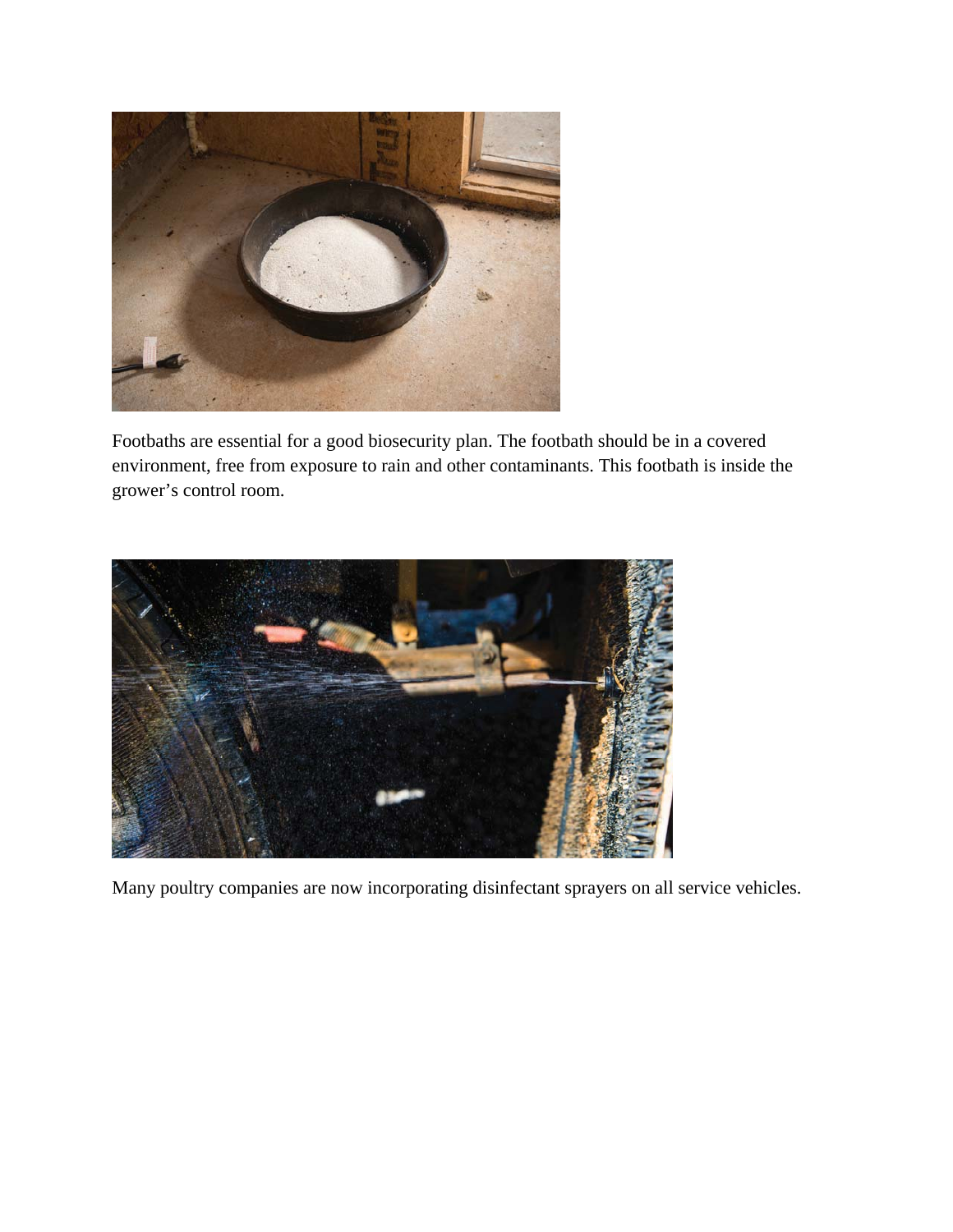Footbaths are essential for a good biosecurity plan. The footbath should be in a covered environment, free from exposure to rain and other contaminants. This footbath is inside the grower's control room.

Many poultry companies are now incorporating disinfectant sprayers on all service vehicles.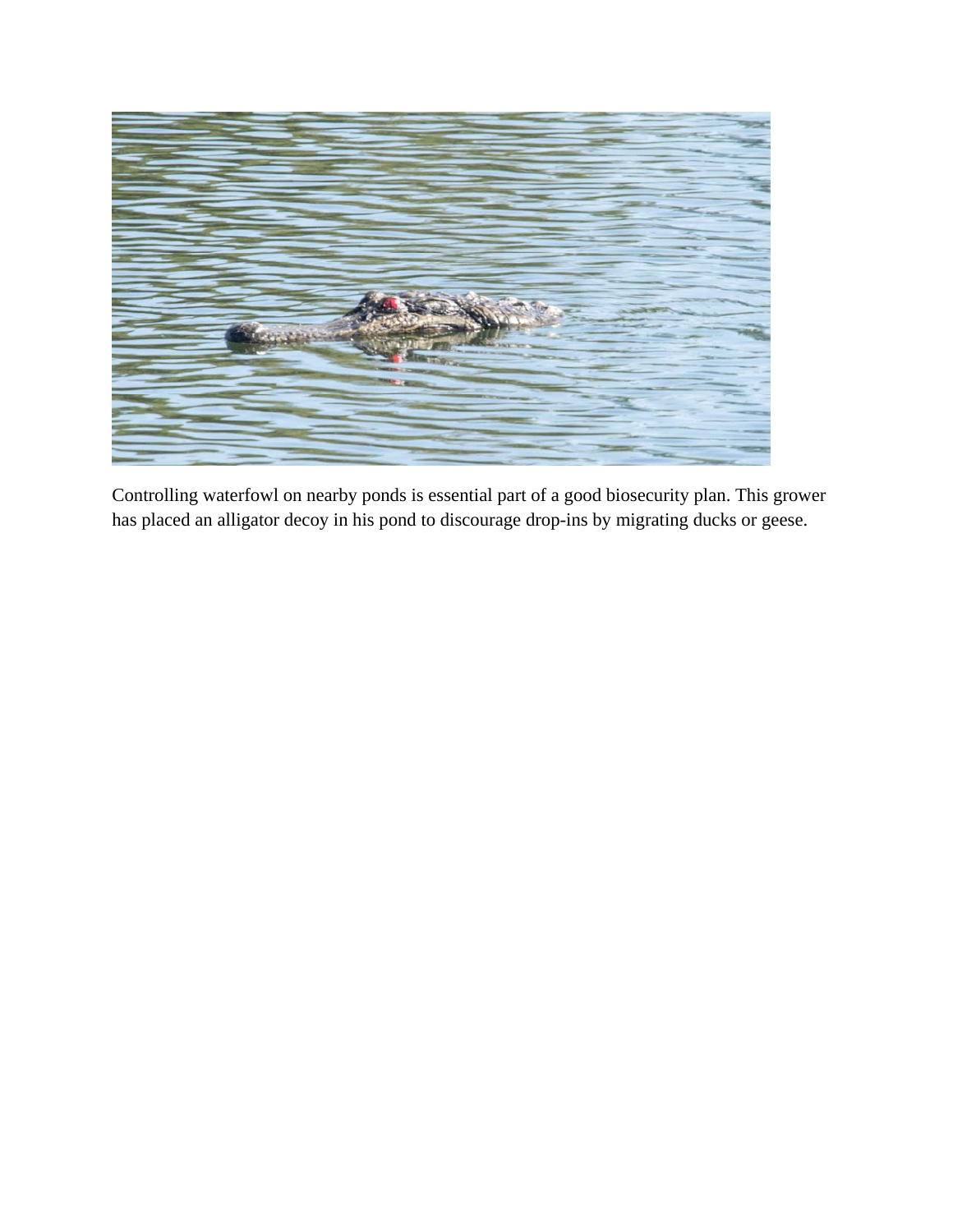Controlling waterfowl on nearby ponds is essential part of a good biosecurity plan. This grower has placed an alligator decoy in his pond to discourage drop-ins by migrating ducks or geese.